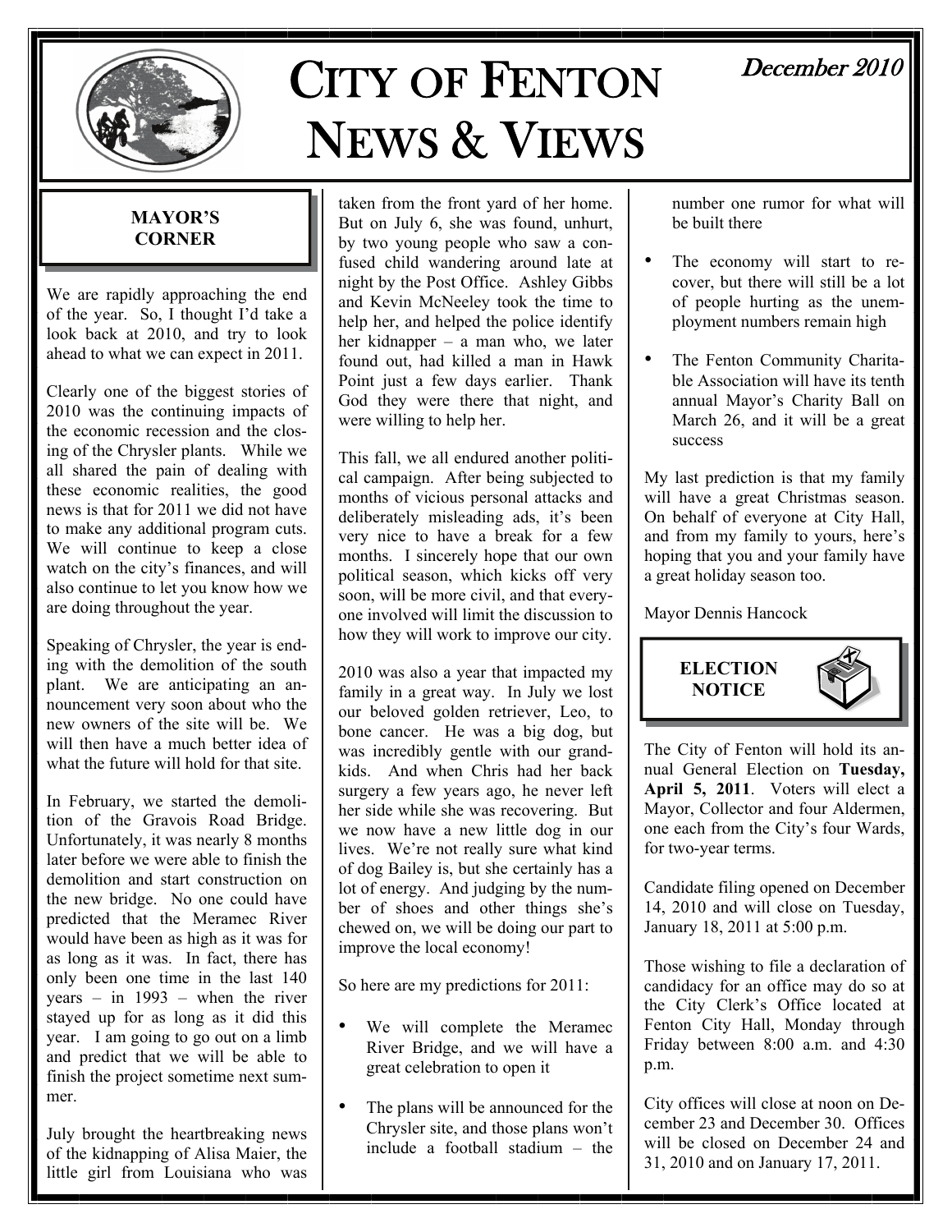# City of Fenton News & Views

December 2010

## MAYOR'S CORNER

We are rapidly approaching the end of the year. So, I thought I'd take a look back at 2010, and try to look ahead to what we can expect in 2011.

Clearly one of the biggest stories of 2010 was the continuing impacts of the economic recession and the closing of the Chrysler plants. While we all shared the pain of dealing with these economic realities, the good news is that for 2011 we did not have to make any additional program cuts. We will continue to keep a close watch on the city's finances, and will also continue to let you know how we are doing throughout the year.

Speaking of Chrysler, the year is ending with the demolition of the south plant. We are anticipating an announcement very soon about who the new owners of the site will be. We will then have a much better idea of what the future will hold for that site.

In February, we started the demolition of the Gravois Road Bridge. Unfortunately, it was nearly 8 months later before we were able to finish the demolition and start construction on the new bridge. No one could have predicted that the Meramec River would have been as high as it was for as long as it was. In fact, there has only been one time in the last 140 years – in 1993 – when the river stayed up for as long as it did this year. I am going to go out on a limb and predict that we will be able to finish the project sometime next summer.

July brought the heartbreaking news of the kidnapping of Alisa Maier, the little girl from Louisiana who was taken from the front yard of her home. But on July 6, she was found, unhurt, by two young people who saw a confused child wandering around late at night by the Post Office. Ashley Gibbs and Kevin McNeeley took the time to help her, and helped the police identify her kidnapper – a man who, we later found out, had killed a man in Hawk Point just a few days earlier. Thank God they were there that night, and were willing to help her.

This fall, we all endured another political campaign. After being subjected to months of vicious personal attacks and deliberately misleading ads, it's been very nice to have a break for a few months. I sincerely hope that our own political season, which kicks off very soon, will be more civil, and that everyone involved will limit the discussion to how they will work to improve our city.

2010 was also a year that impacted my family in a great way. In July we lost our beloved golden retriever, Leo, to bone cancer. He was a big dog, but was incredibly gentle with our grandkids. And when Chris had her back surgery a few years ago, he never left her side while she was recovering. But we now have a new little dog in our lives. We're not really sure what kind of dog Bailey is, but she certainly has a lot of energy. And judging by the number of shoes and other things she's chewed on, we will be doing our part to improve the local economy!

So here are my predictions for 2011:

- We will complete the Meramec River Bridge, and we will have a great celebration to open it
- The plans will be announced for the Chrysler site, and those plans won't include a football stadium – the number one rumor for what will be built there
- The economy will start to recover, but there will still be a lot of people hurting as the unemployment numbers remain high
- The Fenton Community Charitable Association will have its tenth annual Mayor's Charity Ball on March 26, and it will be a great success

My last prediction is that my family will have a great Christmas season. On behalf of everyone at City Hall, and from my family to yours, here's hoping that you and your family have a great holiday season too.

Mayor Dennis Hancock

## ELECTION NOTICE

The City of Fenton will hold its annual General Election on **Tuesday, April 5, 2011**. Voters will elect a Mayor, Collector and four Aldermen, one each from the City's four Wards, for two-year terms.

Candidate filing opened on December 14, 2010 and will close on Tuesday, January 18, 2011 at 5:00 p.m.

Those wishing to file a declaration of candidacy for an office may do so at the City Clerk's Office located at Fenton City Hall, Monday through Friday between 8:00 a.m. and 4:30 p.m.

City offices will close at noon on December 23 and December 30. Offices will be closed on December 24 and 31, 2010 and on January 17, 2011.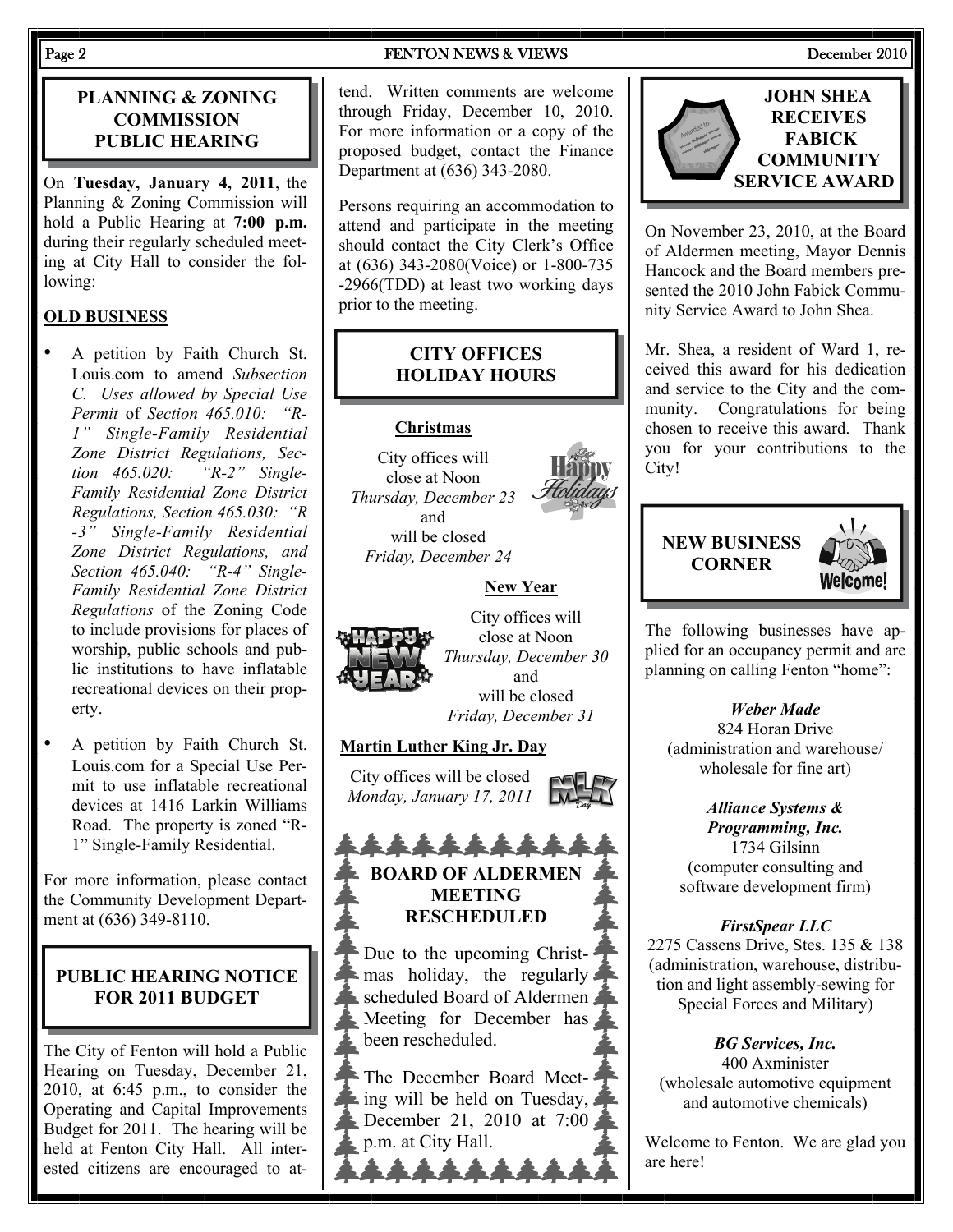## PLANNING & ZONING COMMISSION PUBLIC HEARING

On **Tuesday, January 4, 2011**, the Planning & Zoning Commission will hold a Public Hearing at **7:00 p.m.** during their regularly scheduled meeting at City Hall to consider the following:

**OLD BUSINESS**

- A petition by Faith Church St. Louis.com to amend *Subsection C. Uses allowed by Special Use Permit* of *Section 465.010: "R-1" Single-Family Residential Zone District Regulations, Section 465.020: "R-2" Single-Family Residential Zone District Regulations, Section 465.030: "R-3" Single-Family Residential Zone District Regulations, and Section 465.040: "R-4" Single-Family Residential Zone District Regulations* of the Zoning Code to include provisions for places of worship, public schools and public institutions to have inflatable recreational devices on their property.
- A petition by Faith Church St. Louis.com for a Special Use Permit to use inflatable recreational devices at 1416 Larkin Williams Road. The property is zoned "R-1" Single-Family Residential.

For more information, please contact the Community Development Department at (636) 349-8110.

## PUBLIC HEARING NOTICE FOR 2011 BUDGET

The City of Fenton will hold a Public Hearing on Tuesday, December 21, 2010, at 6:45 p.m., to consider the Operating and Capital Improvements Budget for 2011. The hearing will be held at Fenton City Hall. All interested citizens are encouraged to attend. Written comments are welcome through Friday, December 10, 2010. For more information or a copy of the proposed budget, contact the Finance Department at (636) 343-2080.

Persons requiring an accommodation to attend and participate in the meeting should contact the City Clerk's Office at (636) 343-2080(Voice) or 1-800-735-2966(TDD) at least two working days prior to the meeting.

## CITY OFFICES HOLIDAY HOURS

**Christmas**

City offices will close at Noon *Thursday, December 23* and will be closed *Friday, December 24*

**New Year**

City offices will close at Noon *Thursday, December 30* and will be closed *Friday, December 31*

**Martin Luther King Jr. Day**

City offices will be closed *Monday, January 17, 2011*

## BOARD OF ALDERMEN MEETING RESCHEDULED

Due to the upcoming Christmas holiday, the regularly scheduled Board of Aldermen Meeting for December has been rescheduled.

The December Board Meeting will be held on Tuesday, December 21, 2010 at 7:00 p.m. at City Hall.

## JOHN SHEA RECEIVES FABICK COMMUNITY SERVICE AWARD

On November 23, 2010, at the Board of Aldermen meeting, Mayor Dennis Hancock and the Board members presented the 2010 John Fabick Community Service Award to John Shea.

Mr. Shea, a resident of Ward 1, received this award for his dedication and service to the City and the community. Congratulations for being chosen to receive this award. Thank you for your contributions to the City!

## NEW BUSINESS CORNER

The following businesses have applied for an occupancy permit and are planning on calling Fenton "home":

***Weber Made***
824 Horan Drive
(administration and warehouse/ wholesale for fine art)

***Alliance Systems & Programming, Inc.***
1734 Gilsinn
(computer consulting and software development firm)

***FirstSpear LLC***
2275 Cassens Drive, Stes. 135 & 138
(administration, warehouse, distribution and light assembly-sewing for Special Forces and Military)

***BG Services, Inc.***
400 Axminister
(wholesale automotive equipment and automotive chemicals)

Welcome to Fenton. We are glad you are here!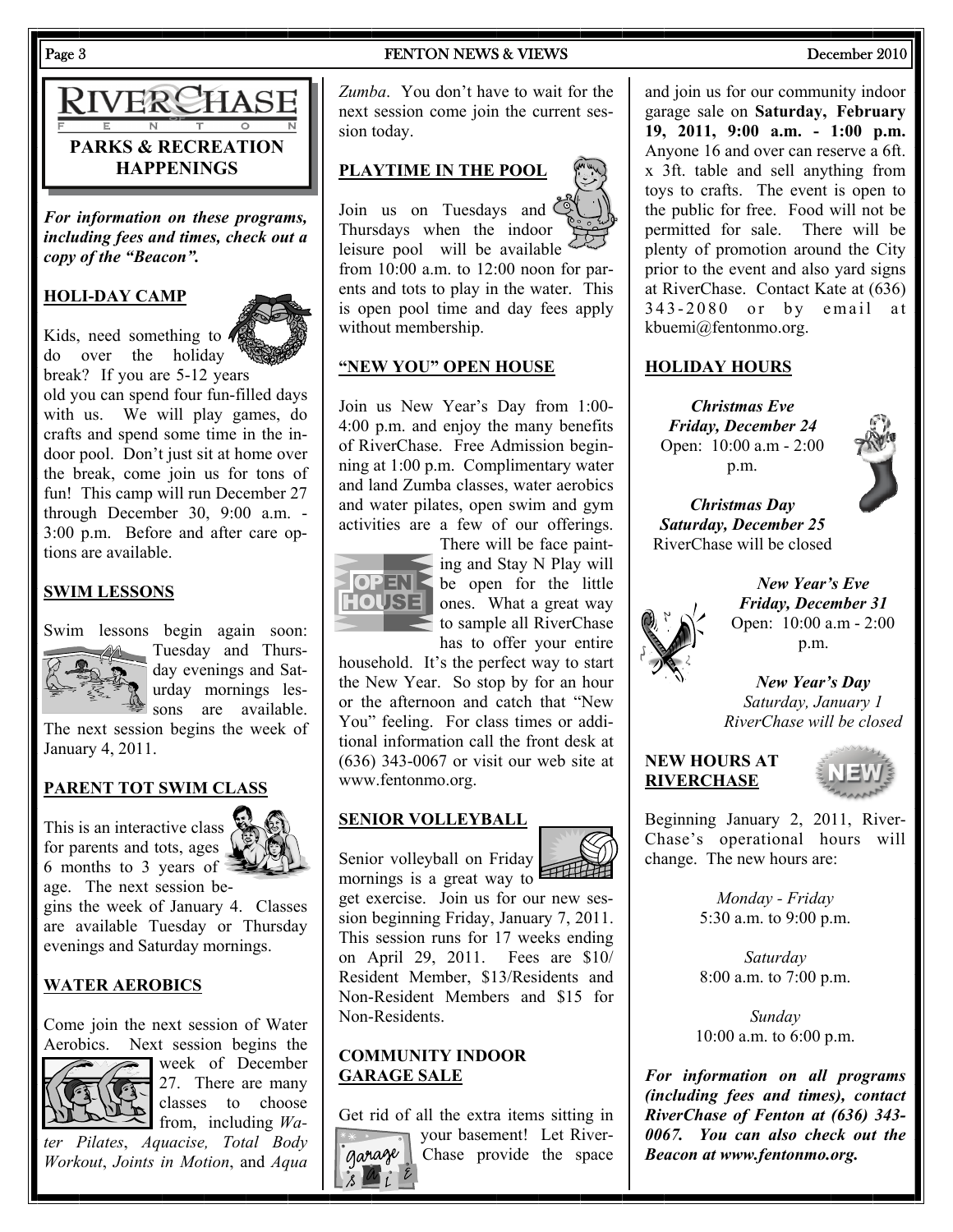# RIVERCHASE OF FENTON

## PARKS & RECREATION HAPPENINGS

***For information on these programs, including fees and times, check out a copy of the "Beacon".***

### HOLI-DAY CAMP

Kids, need something to do over the holiday break? If you are 5-12 years old you can spend four fun-filled days with us. We will play games, do crafts and spend some time in the indoor pool. Don't just sit at home over the break, come join us for tons of fun! This camp will run December 27 through December 30, 9:00 a.m. - 3:00 p.m. Before and after care options are available.

### SWIM LESSONS

Swim lessons begin again soon: Tuesday and Thursday evenings and Saturday mornings lessons are available. The next session begins the week of January 4, 2011.

### PARENT TOT SWIM CLASS

This is an interactive class for parents and tots, ages 6 months to 3 years of age. The next session begins the week of January 4. Classes are available Tuesday or Thursday evenings and Saturday mornings.

### WATER AEROBICS

Come join the next session of Water Aerobics. Next session begins the week of December 27. There are many classes to choose from, including *Water Pilates*, *Aquacise, Total Body Workout*, *Joints in Motion*, and *Aqua Zumba*. You don't have to wait for the next session come join the current session today.

### PLAYTIME IN THE POOL

Join us on Tuesdays and Thursdays when the indoor leisure pool will be available from 10:00 a.m. to 12:00 noon for parents and tots to play in the water. This is open pool time and day fees apply without membership.

### "NEW YOU" OPEN HOUSE

Join us New Year's Day from 1:00-4:00 p.m. and enjoy the many benefits of RiverChase. Free Admission beginning at 1:00 p.m. Complimentary water and land Zumba classes, water aerobics and water pilates, open swim and gym activities are a few of our offerings. There will be face painting and Stay N Play will be open for the little ones. What a great way to sample all RiverChase has to offer your entire household. It's the perfect way to start the New Year. So stop by for an hour or the afternoon and catch that "New You" feeling. For class times or additional information call the front desk at (636) 343-0067 or visit our web site at www.fentonmo.org.

### SENIOR VOLLEYBALL

Senior volleyball on Friday mornings is a great way to get exercise. Join us for our new session beginning Friday, January 7, 2011. This session runs for 17 weeks ending on April 29, 2011. Fees are $10/ Resident Member, $13/Residents and Non-Resident Members and $15 for Non-Residents.

### COMMUNITY INDOOR GARAGE SALE

Get rid of all the extra items sitting in your basement! Let RiverChase provide the space and join us for our community indoor garage sale on **Saturday, February 19, 2011, 9:00 a.m. - 1:00 p.m.** Anyone 16 and over can reserve a 6ft. x 3ft. table and sell anything from toys to crafts. The event is open to the public for free. Food will not be permitted for sale. There will be plenty of promotion around the City prior to the event and also yard signs at RiverChase. Contact Kate at (636) 343-2080 or by email at kbuemi@fentonmo.org.

### HOLIDAY HOURS

***Christmas Eve***
***Friday, December 24***
Open: 10:00 a.m - 2:00 p.m.

***Christmas Day***
***Saturday, December 25***
RiverChase will be closed

***New Year's Eve***
***Friday, December 31***
Open: 10:00 a.m - 2:00 p.m.

***New Year's Day***
*Saturday, January 1*
*RiverChase will be closed*

### NEW HOURS AT RIVERCHASE

Beginning January 2, 2011, RiverChase's operational hours will change. The new hours are:

*Monday - Friday*
5:30 a.m. to 9:00 p.m.

*Saturday*
8:00 a.m. to 7:00 p.m.

*Sunday*
10:00 a.m. to 6:00 p.m.

***For information on all programs (including fees and times), contact RiverChase of Fenton at (636) 343-0067. You can also check out the Beacon at www.fentonmo.org.***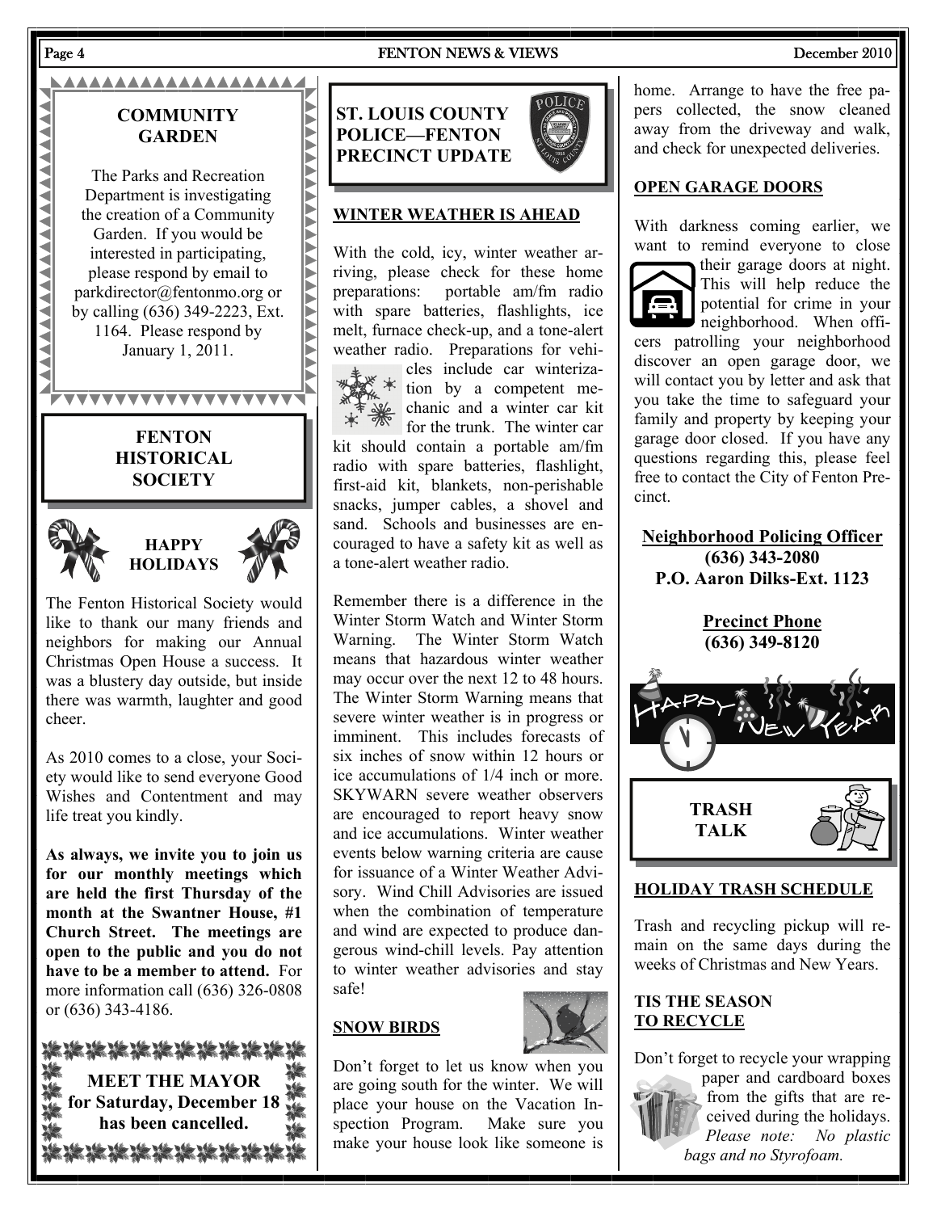## COMMUNITY GARDEN

The Parks and Recreation Department is investigating the creation of a Community Garden. If you would be interested in participating, please respond by email to parkdirector@fentonmo.org or by calling (636) 349-2223, Ext. 1164. Please respond by January 1, 2011.

## FENTON HISTORICAL SOCIETY

### HAPPY HOLIDAYS

The Fenton Historical Society would like to thank our many friends and neighbors for making our Annual Christmas Open House a success. It was a blustery day outside, but inside there was warmth, laughter and good cheer.

As 2010 comes to a close, your Society would like to send everyone Good Wishes and Contentment and may life treat you kindly.

**As always, we invite you to join us for our monthly meetings which are held the first Thursday of the month at the Swantner House, #1 Church Street. The meetings are open to the public and you do not have to be a member to attend.** For more information call (636) 326-0808 or (636) 343-4186.

**MEET THE MAYOR for Saturday, December 18 has been cancelled.**

## ST. LOUIS COUNTY POLICE—FENTON PRECINCT UPDATE

### WINTER WEATHER IS AHEAD

With the cold, icy, winter weather arriving, please check for these home preparations: portable am/fm radio with spare batteries, flashlights, ice melt, furnace check-up, and a tone-alert weather radio. Preparations for vehicles include car winterization by a competent mechanic and a winter car kit for the trunk. The winter car kit should contain a portable am/fm radio with spare batteries, flashlight, first-aid kit, blankets, non-perishable snacks, jumper cables, a shovel and sand. Schools and businesses are encouraged to have a safety kit as well as a tone-alert weather radio.

Remember there is a difference in the Winter Storm Watch and Winter Storm Warning. The Winter Storm Watch means that hazardous winter weather may occur over the next 12 to 48 hours. The Winter Storm Warning means that severe winter weather is in progress or imminent. This includes forecasts of six inches of snow within 12 hours or ice accumulations of 1/4 inch or more. SKYWARN severe weather observers are encouraged to report heavy snow and ice accumulations. Winter weather events below warning criteria are cause for issuance of a Winter Weather Advisory. Wind Chill Advisories are issued when the combination of temperature and wind are expected to produce dangerous wind-chill levels. Pay attention to winter weather advisories and stay safe!

### SNOW BIRDS

Don't forget to let us know when you are going south for the winter. We will place your house on the Vacation Inspection Program. Make sure you make your house look like someone is home. Arrange to have the free papers collected, the snow cleaned away from the driveway and walk, and check for unexpected deliveries.

### OPEN GARAGE DOORS

With darkness coming earlier, we want to remind everyone to close their garage doors at night. This will help reduce the potential for crime in your neighborhood. When officers patrolling your neighborhood discover an open garage door, we will contact you by letter and ask that you take the time to safeguard your family and property by keeping your garage door closed. If you have any questions regarding this, please feel free to contact the City of Fenton Precinct.

**Neighborhood Policing Officer**
**(636) 343-2080**
**P.O. Aaron Dilks-Ext. 1123**

**Precinct Phone**
**(636) 349-8120**

HAPPY NEW YEAR

## TRASH TALK

### HOLIDAY TRASH SCHEDULE

Trash and recycling pickup will remain on the same days during the weeks of Christmas and New Years.

### TIS THE SEASON TO RECYCLE

Don't forget to recycle your wrapping paper and cardboard boxes from the gifts that are received during the holidays. *Please note: No plastic bags and no Styrofoam.*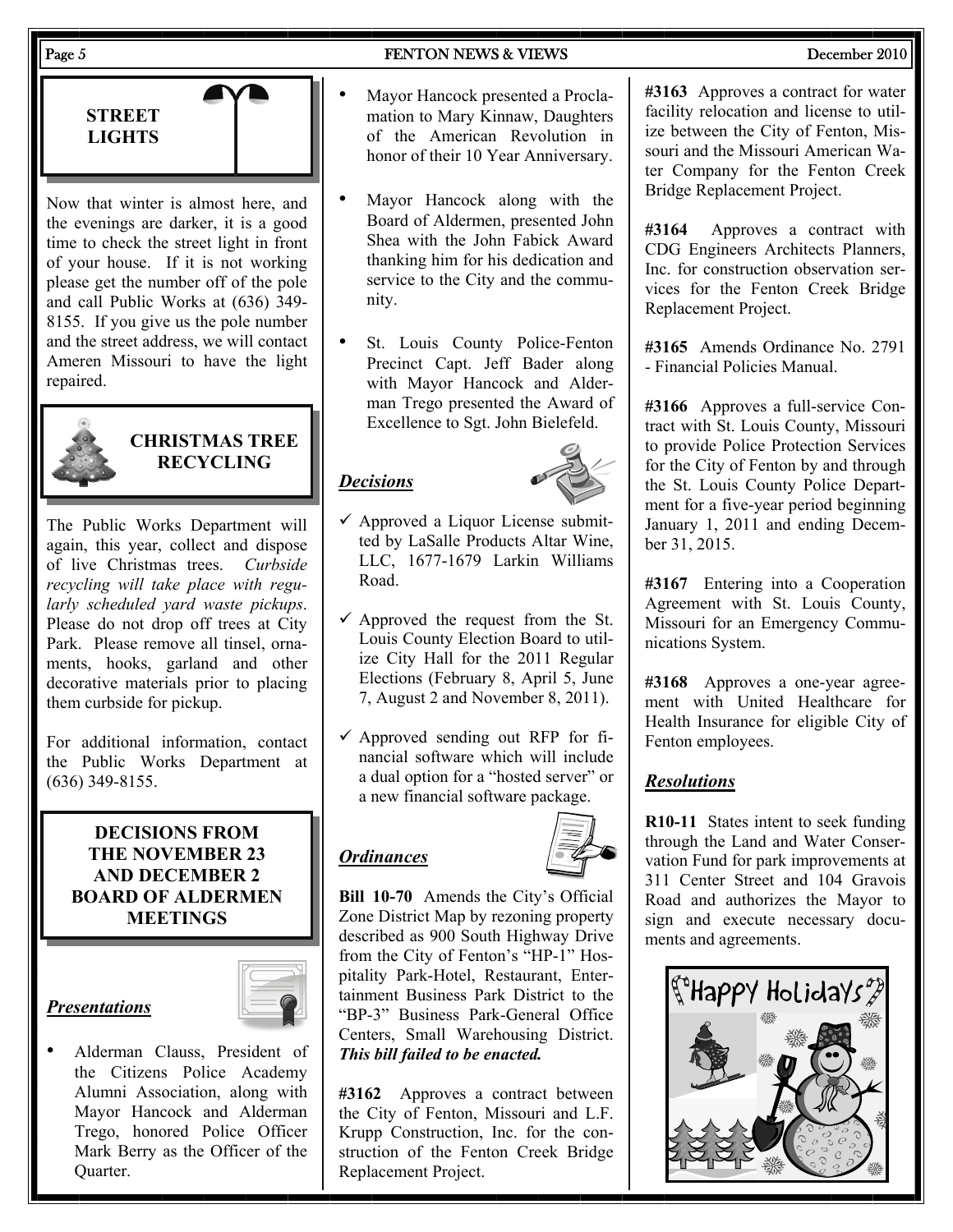## STREET LIGHTS

Now that winter is almost here, and the evenings are darker, it is a good time to check the street light in front of your house. If it is not working please get the number off of the pole and call Public Works at (636) 349-8155. If you give us the pole number and the street address, we will contact Ameren Missouri to have the light repaired.

## CHRISTMAS TREE RECYCLING

The Public Works Department will again, this year, collect and dispose of live Christmas trees. *Curbside recycling will take place with regularly scheduled yard waste pickups*. Please do not drop off trees at City Park. Please remove all tinsel, ornaments, hooks, garland and other decorative materials prior to placing them curbside for pickup.

For additional information, contact the Public Works Department at (636) 349-8155.

## DECISIONS FROM THE NOVEMBER 23 AND DECEMBER 2 BOARD OF ALDERMEN MEETINGS

### *Presentations*

- Alderman Clauss, President of the Citizens Police Academy Alumni Association, along with Mayor Hancock and Alderman Trego, honored Police Officer Mark Berry as the Officer of the Quarter.
- Mayor Hancock presented a Proclamation to Mary Kinnaw, Daughters of the American Revolution in honor of their 10 Year Anniversary.
- Mayor Hancock along with the Board of Aldermen, presented John Shea with the John Fabick Award thanking him for his dedication and service to the City and the community.
- St. Louis County Police-Fenton Precinct Capt. Jeff Bader along with Mayor Hancock and Alderman Trego presented the Award of Excellence to Sgt. John Bielefeld.

### *Decisions*

- ✓ Approved a Liquor License submitted by LaSalle Products Altar Wine, LLC, 1677-1679 Larkin Williams Road.
- ✓ Approved the request from the St. Louis County Election Board to utilize City Hall for the 2011 Regular Elections (February 8, April 5, June 7, August 2 and November 8, 2011).
- ✓ Approved sending out RFP for financial software which will include a dual option for a "hosted server" or a new financial software package.

### *Ordinances*

**Bill 10-70** Amends the City's Official Zone District Map by rezoning property described as 900 South Highway Drive from the City of Fenton's "HP-1" Hospitality Park-Hotel, Restaurant, Entertainment Business Park District to the "BP-3" Business Park-General Office Centers, Small Warehousing District. ***This bill failed to be enacted.***

**#3162** Approves a contract between the City of Fenton, Missouri and L.F. Krupp Construction, Inc. for the construction of the Fenton Creek Bridge Replacement Project.

**#3163** Approves a contract for water facility relocation and license to utilize between the City of Fenton, Missouri and the Missouri American Water Company for the Fenton Creek Bridge Replacement Project.

**#3164** Approves a contract with CDG Engineers Architects Planners, Inc. for construction observation services for the Fenton Creek Bridge Replacement Project.

**#3165** Amends Ordinance No. 2791 - Financial Policies Manual.

**#3166** Approves a full-service Contract with St. Louis County, Missouri to provide Police Protection Services for the City of Fenton by and through the St. Louis County Police Department for a five-year period beginning January 1, 2011 and ending December 31, 2015.

**#3167** Entering into a Cooperation Agreement with St. Louis County, Missouri for an Emergency Communications System.

**#3168** Approves a one-year agreement with United Healthcare for Health Insurance for eligible City of Fenton employees.

### *Resolutions*

**R10-11** States intent to seek funding through the Land and Water Conservation Fund for park improvements at 311 Center Street and 104 Gravois Road and authorizes the Mayor to sign and execute necessary documents and agreements.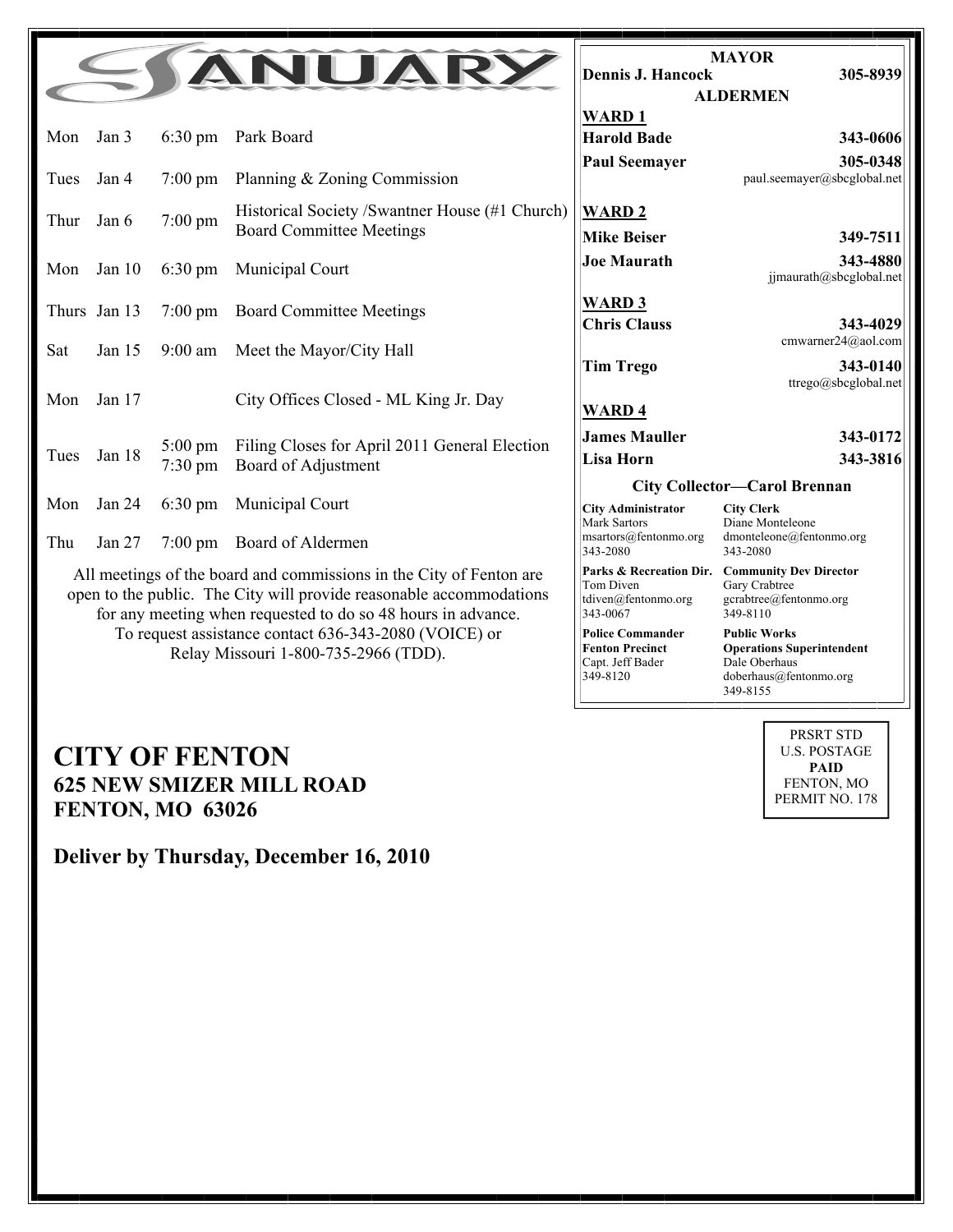# JANUARY

| | | | |
|---|---|---|---|
| Mon | Jan 3 | 6:30 pm | Park Board |
| Tues | Jan 4 | 7:00 pm | Planning & Zoning Commission |
| Thur | Jan 6 | 7:00 pm | Historical Society /Swantner House (#1 Church) Board Committee Meetings |
| Mon | Jan 10 | 6:30 pm | Municipal Court |
| Thurs | Jan 13 | 7:00 pm | Board Committee Meetings |
| Sat | Jan 15 | 9:00 am | Meet the Mayor/City Hall |
| Mon | Jan 17 | | City Offices Closed - ML King Jr. Day |
| Tues | Jan 18 | 5:00 pm<br>7:30 pm | Filing Closes for April 2011 General Election<br>Board of Adjustment |
| Mon | Jan 24 | 6:30 pm | Municipal Court |
| Thu | Jan 27 | 7:00 pm | Board of Aldermen |

All meetings of the board and commissions in the City of Fenton are open to the public. The City will provide reasonable accommodations for any meeting when requested to do so 48 hours in advance. To request assistance contact 636-343-2080 (VOICE) or Relay Missouri 1-800-735-2966 (TDD).

**MAYOR**

**Dennis J. Hancock** **305-8939**

**ALDERMEN**

**WARD 1**

**Harold Bade** **343-0606**

**Paul Seemayer** **305-0348**
paul.seemayer@sbcglobal.net

**WARD 2**

**Mike Beiser** **349-7511**

**Joe Maurath** **343-4880**
jjmaurath@sbcglobal.net

**WARD 3**

**Chris Clauss** **343-4029**
cmwarner24@aol.com

**Tim Trego** **343-0140**
ttrego@sbcglobal.net

**WARD 4**

**James Mauller** **343-0172**

**Lisa Horn** **343-3816**

**City Collector—Carol Brennan**

**City Administrator**
Mark Sartors
msartors@fentonmo.org
343-2080

**City Clerk**
Diane Monteleone
dmonteleone@fentonmo.org
343-2080

**Parks & Recreation Dir.**
Tom Diven
tdiven@fentonmo.org
343-0067

**Community Dev Director**
Gary Crabtree
gcrabtree@fentonmo.org
349-8110

**Police Commander**
**Fenton Precinct**
Capt. Jeff Bader
349-8120

**Public Works**
**Operations Superintendent**
Dale Oberhaus
doberhaus@fentonmo.org
349-8155

PRSRT STD
U.S. POSTAGE
**PAID**
FENTON, MO
PERMIT NO. 178

## CITY OF FENTON
**625 NEW SMIZER MILL ROAD**
**FENTON, MO 63026**

**Deliver by Thursday, December 16, 2010**